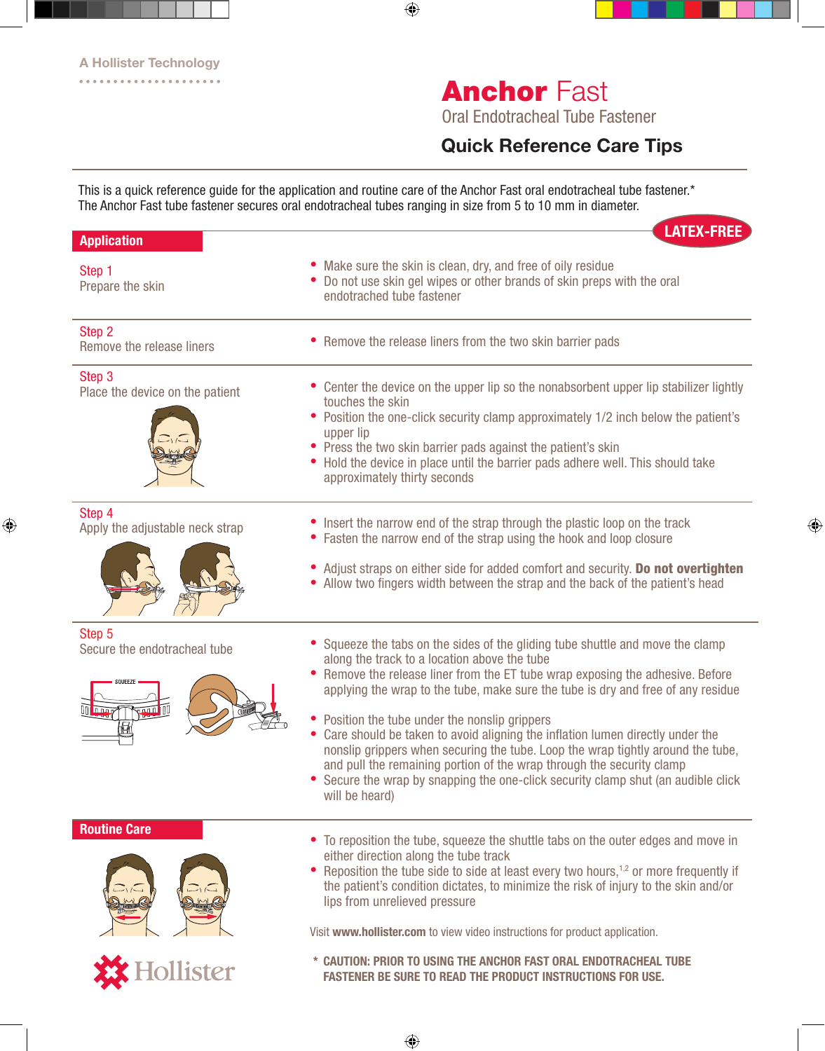A Hollister Technology

# Anchor Fast

## Oral Endotracheal Tube Fastener

## Quick Reference Care Tips

This is a quick reference guide for the application and routine care of the Anchor Fast oral endotracheal tube fastener.*
The Anchor Fast tube fastener secures oral endotracheal tubes ranging in size from 5 to 10 mm in diameter.

**LATEX-FREE**

## Application

**Step 1**
Prepare the skin

- Make sure the skin is clean, dry, and free of oily residue
- Do not use skin gel wipes or other brands of skin preps with the oral endotrached tube fastener

**Step 2**
Remove the release liners

- Remove the release liners from the two skin barrier pads

**Step 3**
Place the device on the patient

- Center the device on the upper lip so the nonabsorbent upper lip stabilizer lightly touches the skin
- Position the one-click security clamp approximately 1/2 inch below the patient's upper lip
- Press the two skin barrier pads against the patient's skin
- Hold the device in place until the barrier pads adhere well. This should take approximately thirty seconds

**Step 4**
Apply the adjustable neck strap

- Insert the narrow end of the strap through the plastic loop on the track
- Fasten the narrow end of the strap using the hook and loop closure

- Adjust straps on either side for added comfort and security. **Do not overtighten**
- Allow two fingers width between the strap and the back of the patient's head

**Step 5**
Secure the endotracheal tube

SQUEEZE

- Squeeze the tabs on the sides of the gliding tube shuttle and move the clamp along the track to a location above the tube
- Remove the release liner from the ET tube wrap exposing the adhesive. Before applying the wrap to the tube, make sure the tube is dry and free of any residue

- Position the tube under the nonslip grippers
- Care should be taken to avoid aligning the inflation lumen directly under the nonslip grippers when securing the tube. Loop the wrap tightly around the tube, and pull the remaining portion of the wrap through the security clamp
- Secure the wrap by snapping the one-click security clamp shut (an audible click will be heard)

## Routine Care

- To reposition the tube, squeeze the shuttle tabs on the outer edges and move in either direction along the tube track
- Reposition the tube side to side at least every two hours,[1,2] or more frequently if the patient's condition dictates, to minimize the risk of injury to the skin and/or lips from unrelieved pressure

Visit **www.hollister.com** to view video instructions for product application.

Hollister

**\* CAUTION: PRIOR TO USING THE ANCHOR FAST ORAL ENDOTRACHEAL TUBE FASTENER BE SURE TO READ THE PRODUCT INSTRUCTIONS FOR USE.**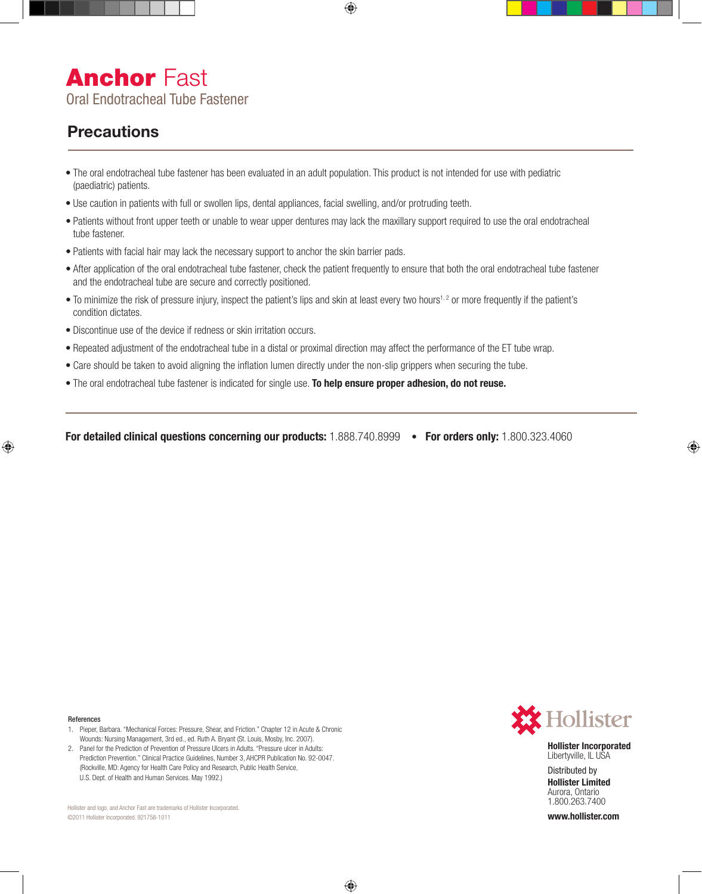# **Anchor** Fast

Oral Endotracheal Tube Fastener

## Precautions

- The oral endotracheal tube fastener has been evaluated in an adult population. This product is not intended for use with pediatric (paediatric) patients.
- Use caution in patients with full or swollen lips, dental appliances, facial swelling, and/or protruding teeth.
- Patients without front upper teeth or unable to wear upper dentures may lack the maxillary support required to use the oral endotracheal tube fastener.
- Patients with facial hair may lack the necessary support to anchor the skin barrier pads.
- After application of the oral endotracheal tube fastener, check the patient frequently to ensure that both the oral endotracheal tube fastener and the endotracheal tube are secure and correctly positioned.
- To minimize the risk of pressure injury, inspect the patient's lips and skin at least every two hours[1,2] or more frequently if the patient's condition dictates.
- Discontinue use of the device if redness or skin irritation occurs.
- Repeated adjustment of the endotracheal tube in a distal or proximal direction may affect the performance of the ET tube wrap.
- Care should be taken to avoid aligning the inflation lumen directly under the non-slip grippers when securing the tube.
- The oral endotracheal tube fastener is indicated for single use. **To help ensure proper adhesion, do not reuse.**

**For detailed clinical questions concerning our products:** 1.888.740.8999 • **For orders only:** 1.800.323.4060

**References**

1. Pieper, Barbara. "Mechanical Forces: Pressure, Shear, and Friction." Chapter 12 in Acute & Chronic Wounds: Nursing Management, 3rd ed., ed. Ruth A. Bryant (St. Louis, Mosby, Inc. 2007).
2. Panel for the Prediction of Prevention of Pressure Ulcers in Adults. "Pressure ulcer in Adults: Prediction Prevention." Clinical Practice Guidelines, Number 3, AHCPR Publication No. 92-0047. (Rockville, MD: Agency for Health Care Policy and Research, Public Health Service, U.S. Dept. of Health and Human Services. May 1992.)

Hollister and logo, and Anchor Fast are trademarks of Hollister Incorporated.
©2011 Hollister Incorporated. 921758-1011

Hollister

**Hollister Incorporated**
Libertyville, IL USA

Distributed by
**Hollister Limited**
Aurora, Ontario
1.800.263.7400

**www.hollister.com**